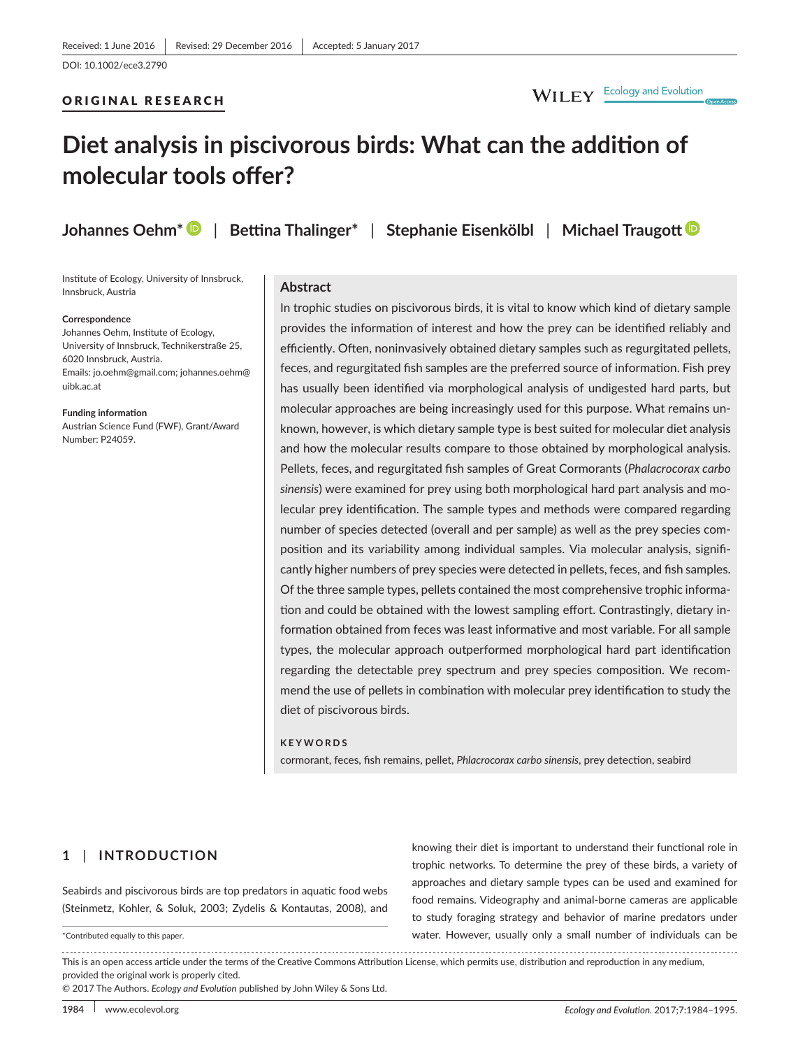Received: 1 June 2016 | Revised: 29 December 2016 | Accepted: 5 January 2017

DOI: 10.1002/ece3.2790

ORIGINAL RESEARCH

# Diet analysis in piscivorous birds: What can the addition of molecular tools offer?

**Johannes Oehm*** | **Bettina Thalinger*** | **Stephanie Eisenkölbl** | **Michael Traugott**

Institute of Ecology, University of Innsbruck, Innsbruck, Austria

**Correspondence**
Johannes Oehm, Institute of Ecology, University of Innsbruck, Technikerstraße 25, 6020 Innsbruck, Austria.
Emails: jo.oehm@gmail.com; johannes.oehm@uibk.ac.at

**Funding information**
Austrian Science Fund (FWF), Grant/Award Number: P24059.

## Abstract

In trophic studies on piscivorous birds, it is vital to know which kind of dietary sample provides the information of interest and how the prey can be identified reliably and efficiently. Often, noninvasively obtained dietary samples such as regurgitated pellets, feces, and regurgitated fish samples are the preferred source of information. Fish prey has usually been identified via morphological analysis of undigested hard parts, but molecular approaches are being increasingly used for this purpose. What remains unknown, however, is which dietary sample type is best suited for molecular diet analysis and how the molecular results compare to those obtained by morphological analysis. Pellets, feces, and regurgitated fish samples of Great Cormorants (*Phalacrocorax carbo sinensis*) were examined for prey using both morphological hard part analysis and molecular prey identification. The sample types and methods were compared regarding number of species detected (overall and per sample) as well as the prey species composition and its variability among individual samples. Via molecular analysis, significantly higher numbers of prey species were detected in pellets, feces, and fish samples. Of the three sample types, pellets contained the most comprehensive trophic information and could be obtained with the lowest sampling effort. Contrastingly, dietary information obtained from feces was least informative and most variable. For all sample types, the molecular approach outperformed morphological hard part identification regarding the detectable prey spectrum and prey species composition. We recommend the use of pellets in combination with molecular prey identification to study the diet of piscivorous birds.

**KEYWORDS**

cormorant, feces, fish remains, pellet, *Phalacrocorax carbo sinensis*, prey detection, seabird

## 1 | INTRODUCTION

Seabirds and piscivorous birds are top predators in aquatic food webs (Steinmetz, Kohler, & Soluk, 2003; Zydelis & Kontautas, 2008), and knowing their diet is important to understand their functional role in trophic networks. To determine the prey of these birds, a variety of approaches and dietary sample types can be used and examined for food remains. Videography and animal-borne cameras are applicable to study foraging strategy and behavior of marine predators under water. However, usually only a small number of individuals can be

*Contributed equally to this paper.

This is an open access article under the terms of the Creative Commons Attribution License, which permits use, distribution and reproduction in any medium, provided the original work is properly cited.
© 2017 The Authors. *Ecology and Evolution* published by John Wiley & Sons Ltd.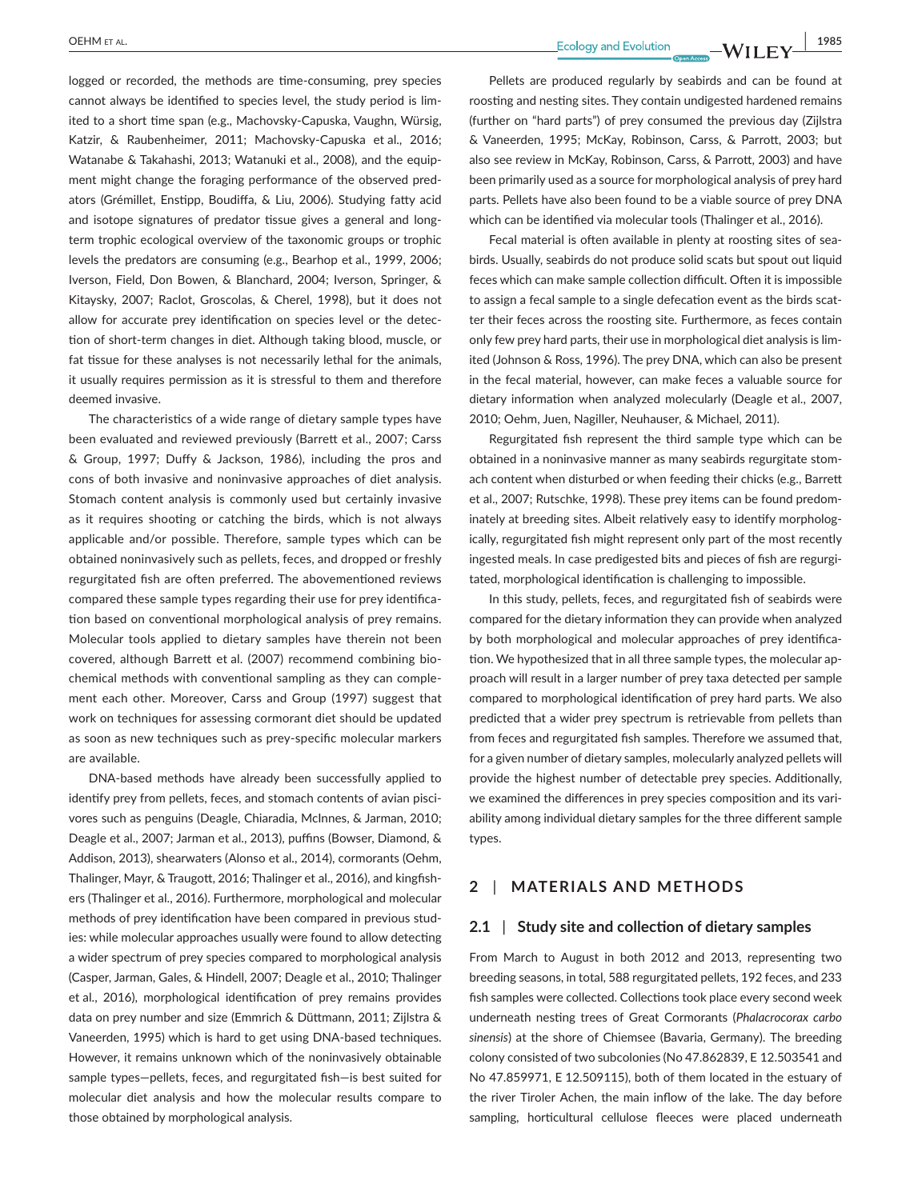logged or recorded, the methods are time-consuming, prey species cannot always be identified to species level, the study period is limited to a short time span (e.g., Machovsky-Capuska, Vaughn, Würsig, Katzir, & Raubenheimer, 2011; Machovsky-Capuska et al., 2016; Watanabe & Takahashi, 2013; Watanuki et al., 2008), and the equipment might change the foraging performance of the observed predators (Grémillet, Enstipp, Boudiffa, & Liu, 2006). Studying fatty acid and isotope signatures of predator tissue gives a general and long-term trophic ecological overview of the taxonomic groups or trophic levels the predators are consuming (e.g., Bearhop et al., 1999, 2006; Iverson, Field, Don Bowen, & Blanchard, 2004; Iverson, Springer, & Kitaysky, 2007; Raclot, Groscolas, & Cherel, 1998), but it does not allow for accurate prey identification on species level or the detection of short-term changes in diet. Although taking blood, muscle, or fat tissue for these analyses is not necessarily lethal for the animals, it usually requires permission as it is stressful to them and therefore deemed invasive.

The characteristics of a wide range of dietary sample types have been evaluated and reviewed previously (Barrett et al., 2007; Carss & Group, 1997; Duffy & Jackson, 1986), including the pros and cons of both invasive and noninvasive approaches of diet analysis. Stomach content analysis is commonly used but certainly invasive as it requires shooting or catching the birds, which is not always applicable and/or possible. Therefore, sample types which can be obtained noninvasively such as pellets, feces, and dropped or freshly regurgitated fish are often preferred. The abovementioned reviews compared these sample types regarding their use for prey identification based on conventional morphological analysis of prey remains. Molecular tools applied to dietary samples have therein not been covered, although Barrett et al. (2007) recommend combining biochemical methods with conventional sampling as they can complement each other. Moreover, Carss and Group (1997) suggest that work on techniques for assessing cormorant diet should be updated as soon as new techniques such as prey-specific molecular markers are available.

DNA-based methods have already been successfully applied to identify prey from pellets, feces, and stomach contents of avian piscivores such as penguins (Deagle, Chiaradia, McInnes, & Jarman, 2010; Deagle et al., 2007; Jarman et al., 2013), puffins (Bowser, Diamond, & Addison, 2013), shearwaters (Alonso et al., 2014), cormorants (Oehm, Thalinger, Mayr, & Traugott, 2016; Thalinger et al., 2016), and kingfishers (Thalinger et al., 2016). Furthermore, morphological and molecular methods of prey identification have been compared in previous studies: while molecular approaches usually were found to allow detecting a wider spectrum of prey species compared to morphological analysis (Casper, Jarman, Gales, & Hindell, 2007; Deagle et al., 2010; Thalinger et al., 2016), morphological identification of prey remains provides data on prey number and size (Emmrich & Düttmann, 2011; Zijlstra & Vaneerden, 1995) which is hard to get using DNA-based techniques. However, it remains unknown which of the noninvasively obtainable sample types—pellets, feces, and regurgitated fish—is best suited for molecular diet analysis and how the molecular results compare to those obtained by morphological analysis.

Pellets are produced regularly by seabirds and can be found at roosting and nesting sites. They contain undigested hardened remains (further on "hard parts") of prey consumed the previous day (Zijlstra & Vaneerden, 1995; McKay, Robinson, Carss, & Parrott, 2003; but also see review in McKay, Robinson, Carss, & Parrott, 2003) and have been primarily used as a source for morphological analysis of prey hard parts. Pellets have also been found to be a viable source of prey DNA which can be identified via molecular tools (Thalinger et al., 2016).

Fecal material is often available in plenty at roosting sites of seabirds. Usually, seabirds do not produce solid scats but spout out liquid feces which can make sample collection difficult. Often it is impossible to assign a fecal sample to a single defecation event as the birds scatter their feces across the roosting site. Furthermore, as feces contain only few prey hard parts, their use in morphological diet analysis is limited (Johnson & Ross, 1996). The prey DNA, which can also be present in the fecal material, however, can make feces a valuable source for dietary information when analyzed molecularly (Deagle et al., 2007, 2010; Oehm, Juen, Nagiller, Neuhauser, & Michael, 2011).

Regurgitated fish represent the third sample type which can be obtained in a noninvasive manner as many seabirds regurgitate stomach content when disturbed or when feeding their chicks (e.g., Barrett et al., 2007; Rutschke, 1998). These prey items can be found predominately at breeding sites. Albeit relatively easy to identify morphologically, regurgitated fish might represent only part of the most recently ingested meals. In case predigested bits and pieces of fish are regurgitated, morphological identification is challenging to impossible.

In this study, pellets, feces, and regurgitated fish of seabirds were compared for the dietary information they can provide when analyzed by both morphological and molecular approaches of prey identification. We hypothesized that in all three sample types, the molecular approach will result in a larger number of prey taxa detected per sample compared to morphological identification of prey hard parts. We also predicted that a wider prey spectrum is retrievable from pellets than from feces and regurgitated fish samples. Therefore we assumed that, for a given number of dietary samples, molecularly analyzed pellets will provide the highest number of detectable prey species. Additionally, we examined the differences in prey species composition and its variability among individual dietary samples for the three different sample types.

## 2 | MATERIALS AND METHODS

### 2.1 | Study site and collection of dietary samples

From March to August in both 2012 and 2013, representing two breeding seasons, in total, 588 regurgitated pellets, 192 feces, and 233 fish samples were collected. Collections took place every second week underneath nesting trees of Great Cormorants (*Phalacrocorax carbo sinensis*) at the shore of Chiemsee (Bavaria, Germany). The breeding colony consisted of two subcolonies (No 47.862839, E 12.503541 and No 47.859971, E 12.509115), both of them located in the estuary of the river Tiroler Achen, the main inflow of the lake. The day before sampling, horticultural cellulose fleeces were placed underneath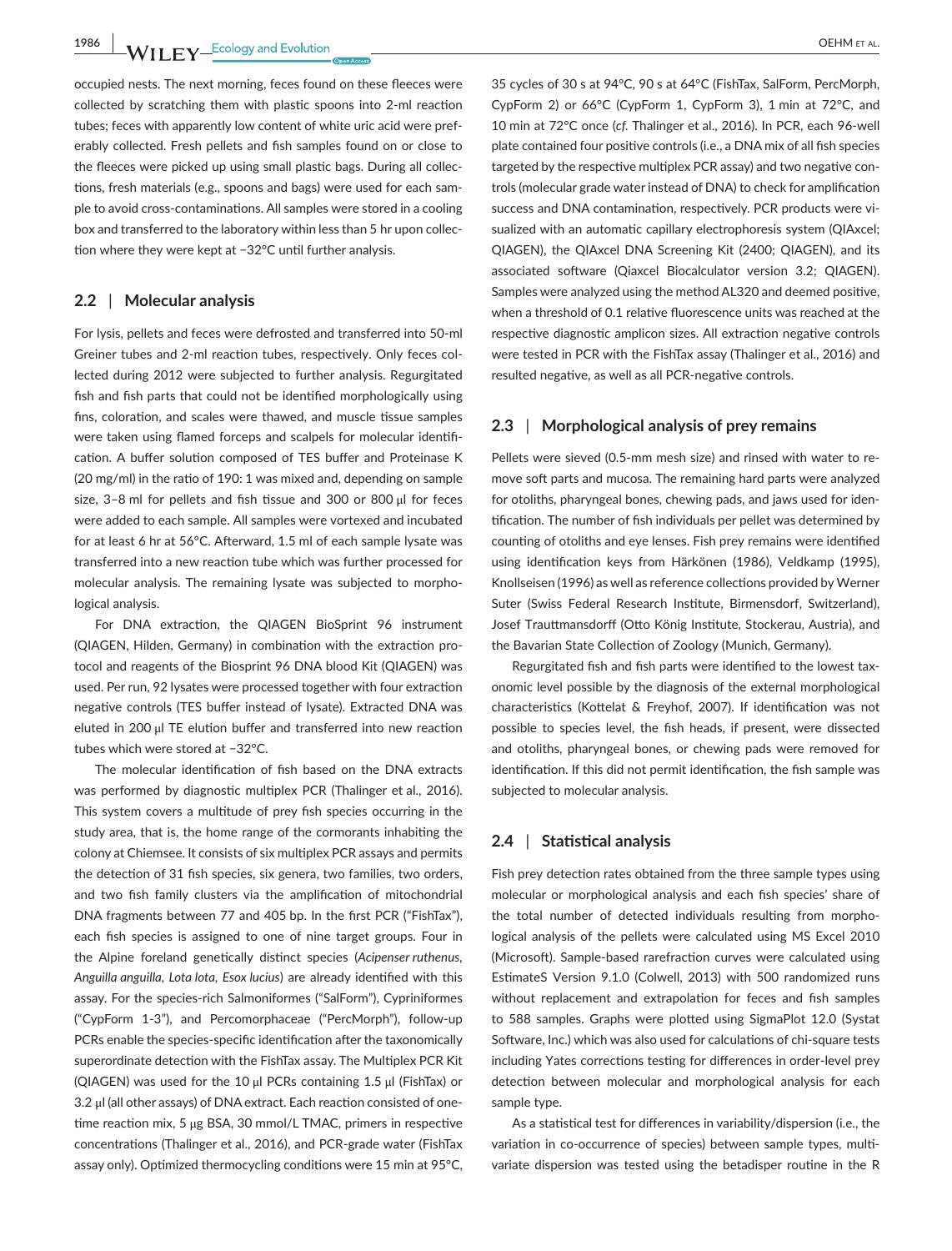occupied nests. The next morning, feces found on these fleeces were collected by scratching them with plastic spoons into 2-ml reaction tubes; feces with apparently low content of white uric acid were preferably collected. Fresh pellets and fish samples found on or close to the fleeces were picked up using small plastic bags. During all collections, fresh materials (e.g., spoons and bags) were used for each sample to avoid cross-contaminations. All samples were stored in a cooling box and transferred to the laboratory within less than 5 hr upon collection where they were kept at −32°C until further analysis.

## 2.2 | Molecular analysis

For lysis, pellets and feces were defrosted and transferred into 50-ml Greiner tubes and 2-ml reaction tubes, respectively. Only feces collected during 2012 were subjected to further analysis. Regurgitated fish and fish parts that could not be identified morphologically using fins, coloration, and scales were thawed, and muscle tissue samples were taken using flamed forceps and scalpels for molecular identification. A buffer solution composed of TES buffer and Proteinase K (20 mg/ml) in the ratio of 190: 1 was mixed and, depending on sample size, 3–8 ml for pellets and fish tissue and 300 or 800 µl for feces were added to each sample. All samples were vortexed and incubated for at least 6 hr at 56°C. Afterward, 1.5 ml of each sample lysate was transferred into a new reaction tube which was further processed for molecular analysis. The remaining lysate was subjected to morphological analysis.

For DNA extraction, the QIAGEN BioSprint 96 instrument (QIAGEN, Hilden, Germany) in combination with the extraction protocol and reagents of the Biosprint 96 DNA blood Kit (QIAGEN) was used. Per run, 92 lysates were processed together with four extraction negative controls (TES buffer instead of lysate). Extracted DNA was eluted in 200 µl TE elution buffer and transferred into new reaction tubes which were stored at −32°C.

The molecular identification of fish based on the DNA extracts was performed by diagnostic multiplex PCR (Thalinger et al., 2016). This system covers a multitude of prey fish species occurring in the study area, that is, the home range of the cormorants inhabiting the colony at Chiemsee. It consists of six multiplex PCR assays and permits the detection of 31 fish species, six genera, two families, two orders, and two fish family clusters via the amplification of mitochondrial DNA fragments between 77 and 405 bp. In the first PCR ("FishTax"), each fish species is assigned to one of nine target groups. Four in the Alpine foreland genetically distinct species (*Acipenser ruthenus*, *Anguilla anguilla*, *Lota lota*, *Esox lucius*) are already identified with this assay. For the species-rich Salmoniformes ("SalForm"), Cypriniformes ("CypForm 1-3"), and Percomorphaceae ("PercMorph"), follow-up PCRs enable the species-specific identification after the taxonomically superordinate detection with the FishTax assay. The Multiplex PCR Kit (QIAGEN) was used for the 10 µl PCRs containing 1.5 µl (FishTax) or 3.2 µl (all other assays) of DNA extract. Each reaction consisted of one-time reaction mix, 5 µg BSA, 30 mmol/L TMAC, primers in respective concentrations (Thalinger et al., 2016), and PCR-grade water (FishTax assay only). Optimized thermocycling conditions were 15 min at 95°C, 35 cycles of 30 s at 94°C, 90 s at 64°C (FishTax, SalForm, PercMorph, CypForm 2) or 66°C (CypForm 1, CypForm 3), 1 min at 72°C, and 10 min at 72°C once (*cf.* Thalinger et al., 2016). In PCR, each 96-well plate contained four positive controls (i.e., a DNA mix of all fish species targeted by the respective multiplex PCR assay) and two negative controls (molecular grade water instead of DNA) to check for amplification success and DNA contamination, respectively. PCR products were visualized with an automatic capillary electrophoresis system (QIAxcel; QIAGEN), the QIAxcel DNA Screening Kit (2400; QIAGEN), and its associated software (Qiaxcel Biocalculator version 3.2; QIAGEN). Samples were analyzed using the method AL320 and deemed positive, when a threshold of 0.1 relative fluorescence units was reached at the respective diagnostic amplicon sizes. All extraction negative controls were tested in PCR with the FishTax assay (Thalinger et al., 2016) and resulted negative, as well as all PCR-negative controls.

## 2.3 | Morphological analysis of prey remains

Pellets were sieved (0.5-mm mesh size) and rinsed with water to remove soft parts and mucosa. The remaining hard parts were analyzed for otoliths, pharyngeal bones, chewing pads, and jaws used for identification. The number of fish individuals per pellet was determined by counting of otoliths and eye lenses. Fish prey remains were identified using identification keys from Härkönen (1986), Veldkamp (1995), Knollseisen (1996) as well as reference collections provided by Werner Suter (Swiss Federal Research Institute, Birmensdorf, Switzerland), Josef Trauttmansdorff (Otto König Institute, Stockerau, Austria), and the Bavarian State Collection of Zoology (Munich, Germany).

Regurgitated fish and fish parts were identified to the lowest taxonomic level possible by the diagnosis of the external morphological characteristics (Kottelat & Freyhof, 2007). If identification was not possible to species level, the fish heads, if present, were dissected and otoliths, pharyngeal bones, or chewing pads were removed for identification. If this did not permit identification, the fish sample was subjected to molecular analysis.

## 2.4 | Statistical analysis

Fish prey detection rates obtained from the three sample types using molecular or morphological analysis and each fish species' share of the total number of detected individuals resulting from morphological analysis of the pellets were calculated using MS Excel 2010 (Microsoft). Sample-based rarefraction curves were calculated using EstimateS Version 9.1.0 (Colwell, 2013) with 500 randomized runs without replacement and extrapolation for feces and fish samples to 588 samples. Graphs were plotted using SigmaPlot 12.0 (Systat Software, Inc.) which was also used for calculations of chi-square tests including Yates corrections testing for differences in order-level prey detection between molecular and morphological analysis for each sample type.

As a statistical test for differences in variability/dispersion (i.e., the variation in co-occurrence of species) between sample types, multivariate dispersion was tested using the betadisper routine in the R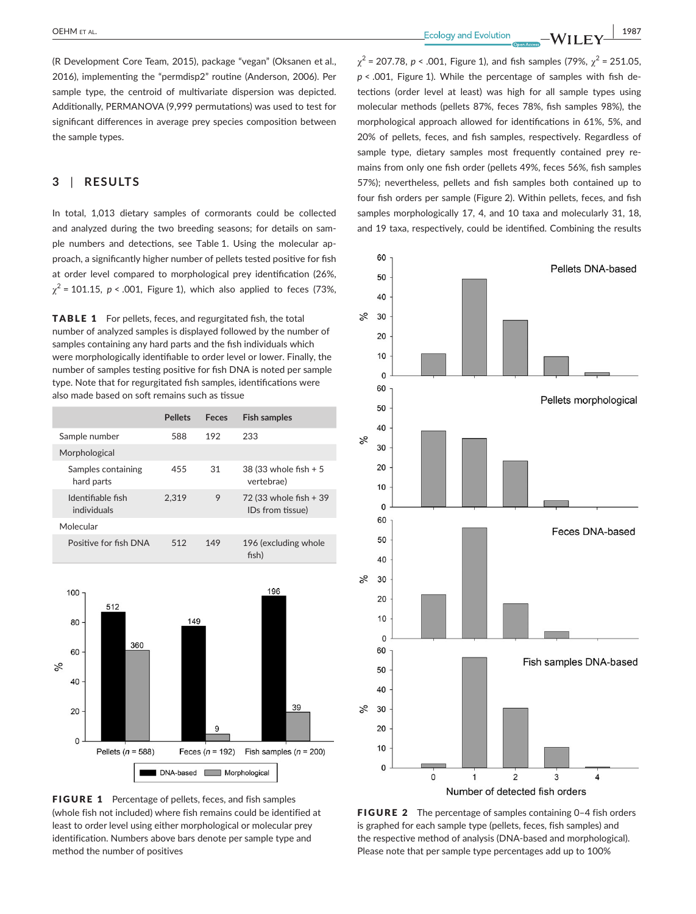(R Development Core Team, 2015), package "vegan" (Oksanen et al., 2016), implementing the "permdisp2" routine (Anderson, 2006). Per sample type, the centroid of multivariate dispersion was depicted. Additionally, PERMANOVA (9,999 permutations) was used to test for significant differences in average prey species composition between the sample types.

## 3 | RESULTS

In total, 1,013 dietary samples of cormorants could be collected and analyzed during the two breeding seasons; for details on sample numbers and detections, see Table 1. Using the molecular approach, a significantly higher number of pellets tested positive for fish at order level compared to morphological prey identification (26%, $\chi^2 = 101.15$, $p < .001$, Figure 1), which also applied to feces (73%, $\chi^2 = 207.78$, $p < .001$, Figure 1), and fish samples (79%, $\chi^2 = 251.05$, $p < .001$, Figure 1). While the percentage of samples with fish detections (order level at least) was high for all sample types using molecular methods (pellets 87%, feces 78%, fish samples 98%), the morphological approach allowed for identifications in 61%, 5%, and 20% of pellets, feces, and fish samples, respectively. Regardless of sample type, dietary samples most frequently contained prey remains from only one fish order (pellets 49%, feces 56%, fish samples 57%); nevertheless, pellets and fish samples both contained up to four fish orders per sample (Figure 2). Within pellets, feces, and fish samples morphologically 17, 4, and 10 taxa and molecularly 31, 18, and 19 taxa, respectively, could be identified. Combining the results

**TABLE 1** For pellets, feces, and regurgitated fish, the total number of analyzed samples is displayed followed by the number of samples containing any hard parts and the fish individuals which were morphologically identifiable to order level or lower. Finally, the number of samples testing positive for fish DNA is noted per sample type. Note that for regurgitated fish samples, identifications were also made based on soft remains such as tissue

| | Pellets | Feces | Fish samples |
|---|---|---|---|
| Sample number | 588 | 192 | 233 |
| Morphological | | | |
| Samples containing hard parts | 455 | 31 | 38 (33 whole fish + 5 vertebrae) |
| Identifiable fish individuals | 2,319 | 9 | 72 (33 whole fish + 39 IDs from tissue) |
| Molecular | | | |
| Positive for fish DNA | 512 | 149 | 196 (excluding whole fish) |

**FIGURE 1** Percentage of pellets, feces, and fish samples (whole fish not included) where fish remains could be identified at least to order level using either morphological or molecular prey identification. Numbers above bars denote per sample type and method the number of positives

**FIGURE 2** The percentage of samples containing 0–4 fish orders is graphed for each sample type (pellets, feces, fish samples) and the respective method of analysis (DNA-based and morphological). Please note that per sample type percentages add up to 100%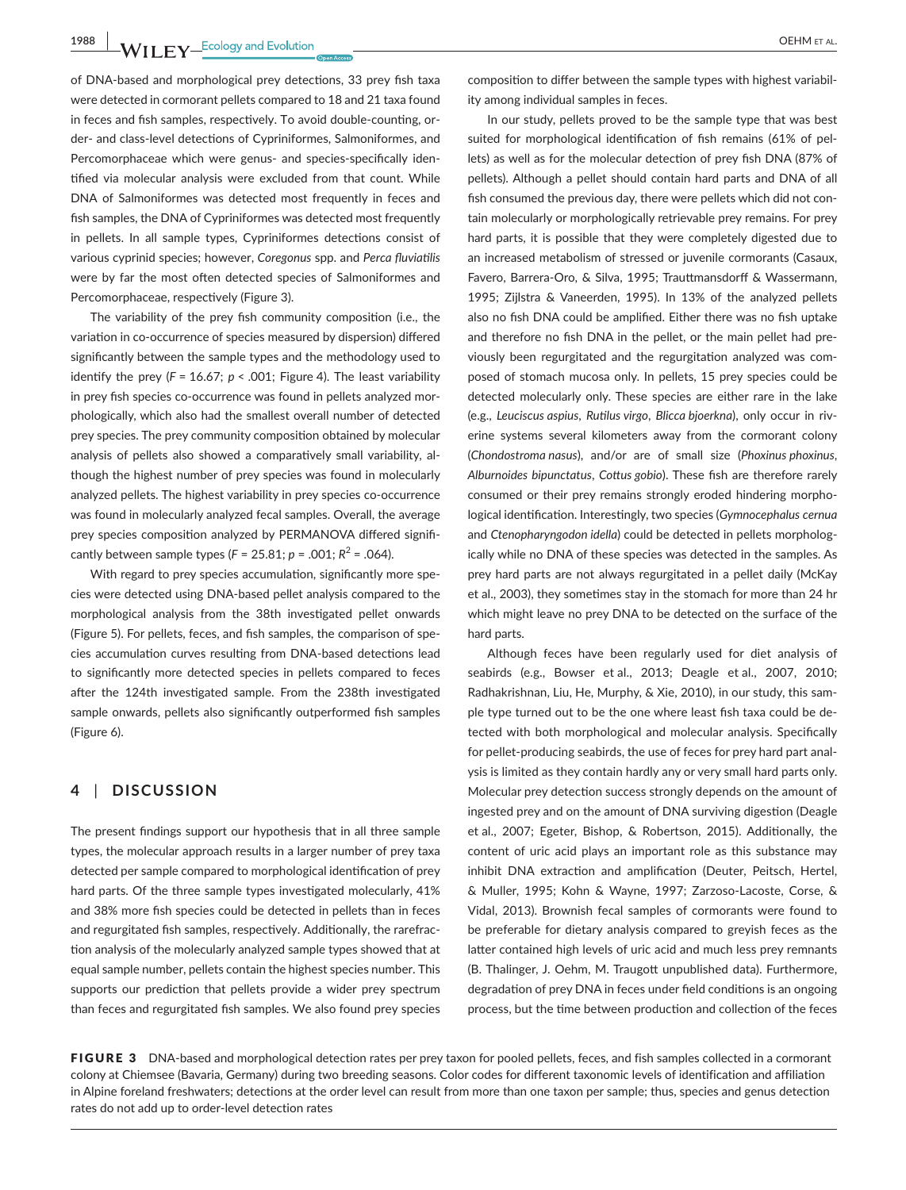of DNA-based and morphological prey detections, 33 prey fish taxa were detected in cormorant pellets compared to 18 and 21 taxa found in feces and fish samples, respectively. To avoid double-counting, order- and class-level detections of Cypriniformes, Salmoniformes, and Percomorphaceae which were genus- and species-specifically identified via molecular analysis were excluded from that count. While DNA of Salmoniformes was detected most frequently in feces and fish samples, the DNA of Cypriniformes was detected most frequently in pellets. In all sample types, Cypriniformes detections consist of various cyprinid species; however, *Coregonus* spp. and *Perca fluviatilis* were by far the most often detected species of Salmoniformes and Percomorphaceae, respectively (Figure 3).

The variability of the prey fish community composition (i.e., the variation in co-occurrence of species measured by dispersion) differed significantly between the sample types and the methodology used to identify the prey ($F = 16.67$; $p < .001$; Figure 4). The least variability in prey fish species co-occurrence was found in pellets analyzed morphologically, which also had the smallest overall number of detected prey species. The prey community composition obtained by molecular analysis of pellets also showed a comparatively small variability, although the highest number of prey species was found in molecularly analyzed pellets. The highest variability in prey species co-occurrence was found in molecularly analyzed fecal samples. Overall, the average prey species composition analyzed by PERMANOVA differed significantly between sample types ($F = 25.81$; $p = .001$; $R^2 = .064$).

With regard to prey species accumulation, significantly more species were detected using DNA-based pellet analysis compared to the morphological analysis from the 38th investigated pellet onwards (Figure 5). For pellets, feces, and fish samples, the comparison of species accumulation curves resulting from DNA-based detections lead to significantly more detected species in pellets compared to feces after the 124th investigated sample. From the 238th investigated sample onwards, pellets also significantly outperformed fish samples (Figure 6).

## 4 | DISCUSSION

The present findings support our hypothesis that in all three sample types, the molecular approach results in a larger number of prey taxa detected per sample compared to morphological identification of prey hard parts. Of the three sample types investigated molecularly, 41% and 38% more fish species could be detected in pellets than in feces and regurgitated fish samples, respectively. Additionally, the rarefraction analysis of the molecularly analyzed sample types showed that at equal sample number, pellets contain the highest species number. This supports our prediction that pellets provide a wider prey spectrum than feces and regurgitated fish samples. We also found prey species composition to differ between the sample types with highest variability among individual samples in feces.

In our study, pellets proved to be the sample type that was best suited for morphological identification of fish remains (61% of pellets) as well as for the molecular detection of prey fish DNA (87% of pellets). Although a pellet should contain hard parts and DNA of all fish consumed the previous day, there were pellets which did not contain molecularly or morphologically retrievable prey remains. For prey hard parts, it is possible that they were completely digested due to an increased metabolism of stressed or juvenile cormorants (Casaux, Favero, Barrera-Oro, & Silva, 1995; Trauttmansdorff & Wassermann, 1995; Zijlstra & Vaneerden, 1995). In 13% of the analyzed pellets also no fish DNA could be amplified. Either there was no fish uptake and therefore no fish DNA in the pellet, or the main pellet had previously been regurgitated and the regurgitation analyzed was composed of stomach mucosa only. In pellets, 15 prey species could be detected molecularly only. These species are either rare in the lake (e.g., *Leuciscus aspius*, *Rutilus virgo*, *Blicca bjoerkna*), only occur in riverine systems several kilometers away from the cormorant colony (*Chondostroma nasus*), and/or are of small size (*Phoxinus phoxinus*, *Alburnoides bipunctatus*, *Cottus gobio*). These fish are therefore rarely consumed or their prey remains strongly eroded hindering morphological identification. Interestingly, two species (*Gymnocephalus cernua* and *Ctenopharyngodon idella*) could be detected in pellets morphologically while no DNA of these species was detected in the samples. As prey hard parts are not always regurgitated in a pellet daily (McKay et al., 2003), they sometimes stay in the stomach for more than 24 hr which might leave no prey DNA to be detected on the surface of the hard parts.

Although feces have been regularly used for diet analysis of seabirds (e.g., Bowser et al., 2013; Deagle et al., 2007, 2010; Radhakrishnan, Liu, He, Murphy, & Xie, 2010), in our study, this sample type turned out to be the one where least fish taxa could be detected with both morphological and molecular analysis. Specifically for pellet-producing seabirds, the use of feces for prey hard part analysis is limited as they contain hardly any or very small hard parts only. Molecular prey detection success strongly depends on the amount of ingested prey and on the amount of DNA surviving digestion (Deagle et al., 2007; Egeter, Bishop, & Robertson, 2015). Additionally, the content of uric acid plays an important role as this substance may inhibit DNA extraction and amplification (Deuter, Peitsch, Hertel, & Muller, 1995; Kohn & Wayne, 1997; Zarzoso-Lacoste, Corse, & Vidal, 2013). Brownish fecal samples of cormorants were found to be preferable for dietary analysis compared to greyish feces as the latter contained high levels of uric acid and much less prey remnants (B. Thalinger, J. Oehm, M. Traugott unpublished data). Furthermore, degradation of prey DNA in feces under field conditions is an ongoing process, but the time between production and collection of the feces

**FIGURE 3** DNA-based and morphological detection rates per prey taxon for pooled pellets, feces, and fish samples collected in a cormorant colony at Chiemsee (Bavaria, Germany) during two breeding seasons. Color codes for different taxonomic levels of identification and affiliation in Alpine foreland freshwaters; detections at the order level can result from more than one taxon per sample; thus, species and genus detection rates do not add up to order-level detection rates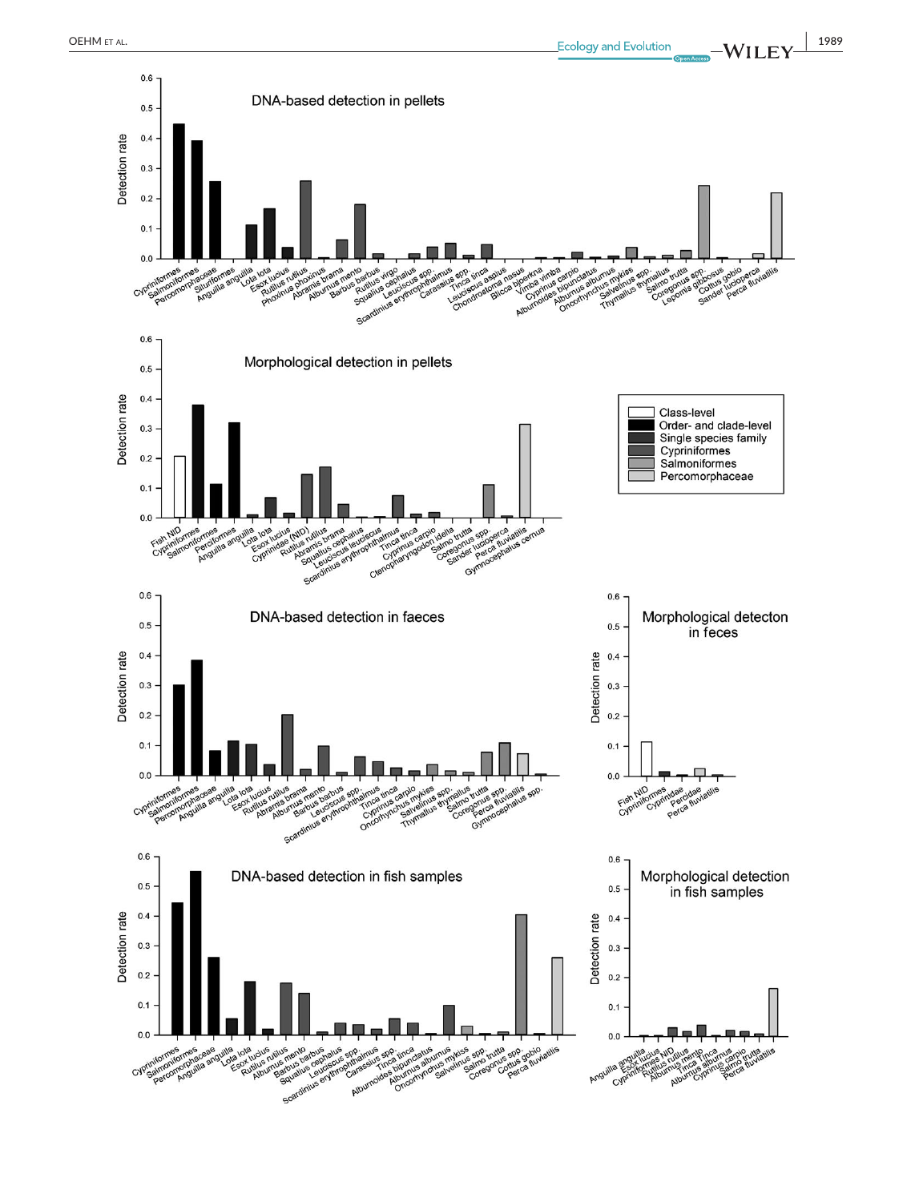DNA-based detection in pellets

Morphological detection in pellets

Class-level
Order- and clade-level
Single species family
Cypriniformes
Salmoniformes
Percomorphaceae

DNA-based detection in faeces

Morphological detecton in feces

DNA-based detection in fish samples

Morphological detection in fish samples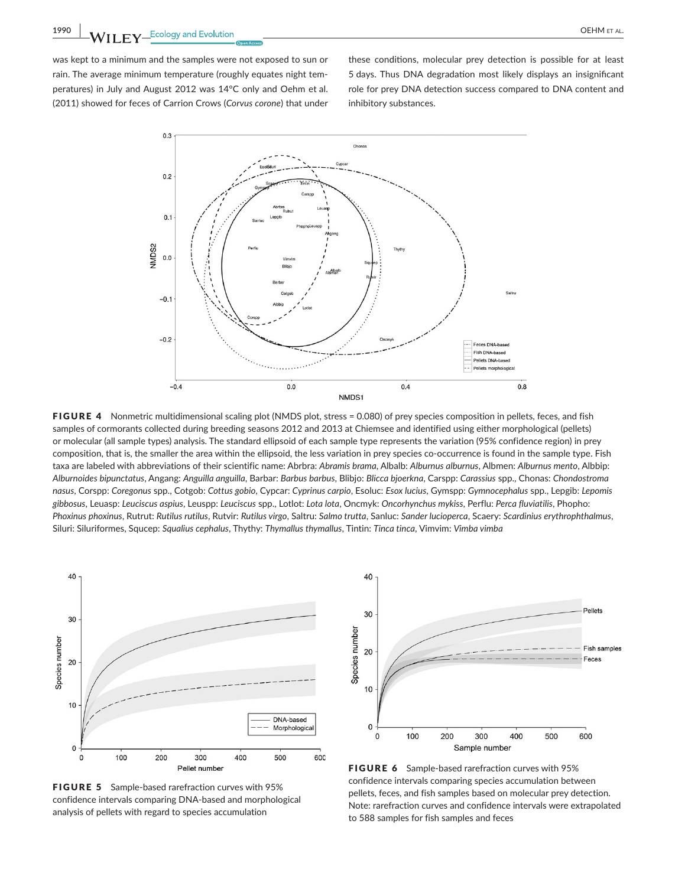was kept to a minimum and the samples were not exposed to sun or rain. The average minimum temperature (roughly equates night temperatures) in July and August 2012 was 14°C only and Oehm et al. (2011) showed for feces of Carrion Crows (*Corvus corone*) that under these conditions, molecular prey detection is possible for at least 5 days. Thus DNA degradation most likely displays an insignificant role for prey DNA detection success compared to DNA content and inhibitory substances.

**FIGURE 4** Nonmetric multidimensional scaling plot (NMDS plot, stress = 0.080) of prey species composition in pellets, feces, and fish samples of cormorants collected during breeding seasons 2012 and 2013 at Chiemsee and identified using either morphological (pellets) or molecular (all sample types) analysis. The standard ellipsoid of each sample type represents the variation (95% confidence region) in prey composition, that is, the smaller the area within the ellipsoid, the less variation in prey species co-occurrence is found in the sample type. Fish taxa are labeled with abbreviations of their scientific name: Abrbra: *Abramis brama*, Albalb: *Alburnus alburnus*, Albmen: *Alburnus mento*, Albbip: *Alburnoides bipunctatus*, Angang: *Anguilla anguilla*, Barbar: *Barbus barbus*, Blibjo: *Blicca bjoerkna*, Carspp: *Carassius* spp., Chonas: *Chondostroma nasus*, Corspp: *Coregonus* spp., Cotgob: *Cottus gobio*, Cypcar: *Cyprinus carpio*, Esoluc: *Esox lucius*, Gymspp: *Gymnocephalus* spp., Lepgib: *Lepomis gibbosus*, Leuasp: *Leuciscus aspius*, Leuspp: *Leuciscus* spp., Lotlot: *Lota lota*, Oncmyk: *Oncorhynchus mykiss*, Perflu: *Perca fluviatilis*, Phopho: *Phoxinus phoxinus*, Rutrut: *Rutilus rutilus*, Rutvir: *Rutilus virgo*, Saltru: *Salmo trutta*, Sanluc: *Sander lucioperca*, Scaery: *Scardinius erythrophthalmus*, Siluri: Siluriformes, Squcep: *Squalius cephalus*, Thythy: *Thymallus thymallus*, Tintin: *Tinca tinca*, Vimvim: *Vimba vimba*

**FIGURE 5** Sample-based rarefraction curves with 95% confidence intervals comparing DNA-based and morphological analysis of pellets with regard to species accumulation

**FIGURE 6** Sample-based rarefraction curves with 95% confidence intervals comparing species accumulation between pellets, feces, and fish samples based on molecular prey detection. Note: rarefraction curves and confidence intervals were extrapolated to 588 samples for fish samples and feces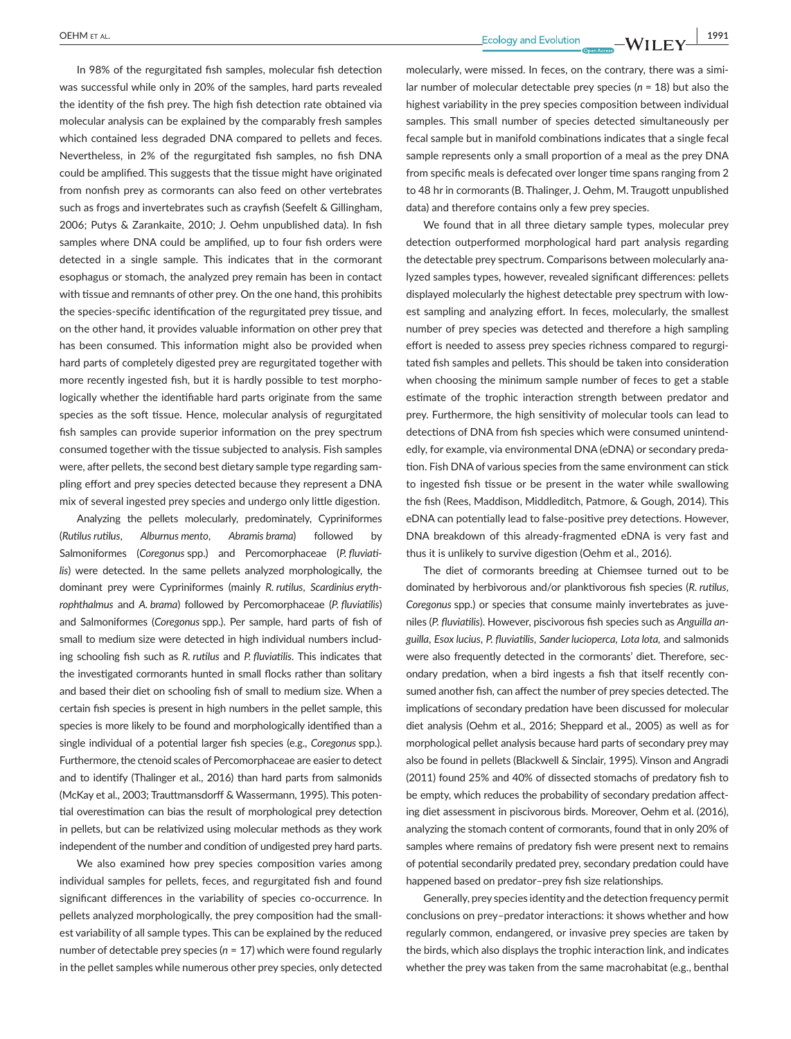In 98% of the regurgitated fish samples, molecular fish detection was successful while only in 20% of the samples, hard parts revealed the identity of the fish prey. The high fish detection rate obtained via molecular analysis can be explained by the comparably fresh samples which contained less degraded DNA compared to pellets and feces. Nevertheless, in 2% of the regurgitated fish samples, no fish DNA could be amplified. This suggests that the tissue might have originated from nonfish prey as cormorants can also feed on other vertebrates such as frogs and invertebrates such as crayfish (Seefelt & Gillingham, 2006; Putys & Zarankaite, 2010; J. Oehm unpublished data). In fish samples where DNA could be amplified, up to four fish orders were detected in a single sample. This indicates that in the cormorant esophagus or stomach, the analyzed prey remain has been in contact with tissue and remnants of other prey. On the one hand, this prohibits the species-specific identification of the regurgitated prey tissue, and on the other hand, it provides valuable information on other prey that has been consumed. This information might also be provided when hard parts of completely digested prey are regurgitated together with more recently ingested fish, but it is hardly possible to test morphologically whether the identifiable hard parts originate from the same species as the soft tissue. Hence, molecular analysis of regurgitated fish samples can provide superior information on the prey spectrum consumed together with the tissue subjected to analysis. Fish samples were, after pellets, the second best dietary sample type regarding sampling effort and prey species detected because they represent a DNA mix of several ingested prey species and undergo only little digestion.

Analyzing the pellets molecularly, predominately, Cypriniformes (*Rutilus rutilus*, *Alburnus mento*, *Abramis brama*) followed by Salmoniformes (*Coregonus* spp.) and Percomorphaceae (*P. fluviatilis*) were detected. In the same pellets analyzed morphologically, the dominant prey were Cypriniformes (mainly *R. rutilus*, *Scardinius erythrophthalmus* and *A. brama*) followed by Percomorphaceae (*P. fluviatilis*) and Salmoniformes (*Coregonus* spp.). Per sample, hard parts of fish of small to medium size were detected in high individual numbers including schooling fish such as *R. rutilus* and *P. fluviatilis*. This indicates that the investigated cormorants hunted in small flocks rather than solitary and based their diet on schooling fish of small to medium size. When a certain fish species is present in high numbers in the pellet sample, this species is more likely to be found and morphologically identified than a single individual of a potential larger fish species (e.g., *Coregonus* spp.). Furthermore, the ctenoid scales of Percomorphaceae are easier to detect and to identify (Thalinger et al., 2016) than hard parts from salmonids (McKay et al., 2003; Trauttmansdorff & Wassermann, 1995). This potential overestimation can bias the result of morphological prey detection in pellets, but can be relativized using molecular methods as they work independent of the number and condition of undigested prey hard parts.

We also examined how prey species composition varies among individual samples for pellets, feces, and regurgitated fish and found significant differences in the variability of species co-occurrence. In pellets analyzed morphologically, the prey composition had the smallest variability of all sample types. This can be explained by the reduced number of detectable prey species ($n = 17$) which were found regularly in the pellet samples while numerous other prey species, only detected molecularly, were missed. In feces, on the contrary, there was a similar number of molecular detectable prey species ($n = 18$) but also the highest variability in the prey species composition between individual samples. This small number of species detected simultaneously per fecal sample but in manifold combinations indicates that a single fecal sample represents only a small proportion of a meal as the prey DNA from specific meals is defecated over longer time spans ranging from 2 to 48 hr in cormorants (B. Thalinger, J. Oehm, M. Traugott unpublished data) and therefore contains only a few prey species.

We found that in all three dietary sample types, molecular prey detection outperformed morphological hard part analysis regarding the detectable prey spectrum. Comparisons between molecularly analyzed samples types, however, revealed significant differences: pellets displayed molecularly the highest detectable prey spectrum with lowest sampling and analyzing effort. In feces, molecularly, the smallest number of prey species was detected and therefore a high sampling effort is needed to assess prey species richness compared to regurgitated fish samples and pellets. This should be taken into consideration when choosing the minimum sample number of feces to get a stable estimate of the trophic interaction strength between predator and prey. Furthermore, the high sensitivity of molecular tools can lead to detections of DNA from fish species which were consumed unintendedly, for example, via environmental DNA (eDNA) or secondary predation. Fish DNA of various species from the same environment can stick to ingested fish tissue or be present in the water while swallowing the fish (Rees, Maddison, Middleditch, Patmore, & Gough, 2014). This eDNA can potentially lead to false-positive prey detections. However, DNA breakdown of this already-fragmented eDNA is very fast and thus it is unlikely to survive digestion (Oehm et al., 2016).

The diet of cormorants breeding at Chiemsee turned out to be dominated by herbivorous and/or planktivorous fish species (*R. rutilus*, *Coregonus* spp.) or species that consume mainly invertebrates as juveniles (*P. fluviatilis*). However, piscivorous fish species such as *Anguilla anguilla*, *Esox lucius*, *P. fluviatilis*, *Sander lucioperca*, *Lota lota*, and salmonids were also frequently detected in the cormorants' diet. Therefore, secondary predation, when a bird ingests a fish that itself recently consumed another fish, can affect the number of prey species detected. The implications of secondary predation have been discussed for molecular diet analysis (Oehm et al., 2016; Sheppard et al., 2005) as well as for morphological pellet analysis because hard parts of secondary prey may also be found in pellets (Blackwell & Sinclair, 1995). Vinson and Angradi (2011) found 25% and 40% of dissected stomachs of predatory fish to be empty, which reduces the probability of secondary predation affecting diet assessment in piscivorous birds. Moreover, Oehm et al. (2016), analyzing the stomach content of cormorants, found that in only 20% of samples where remains of predatory fish were present next to remains of potential secondarily predated prey, secondary predation could have happened based on predator–prey fish size relationships.

Generally, prey species identity and the detection frequency permit conclusions on prey–predator interactions: it shows whether and how regularly common, endangered, or invasive prey species are taken by the birds, which also displays the trophic interaction link, and indicates whether the prey was taken from the same macrohabitat (e.g., benthal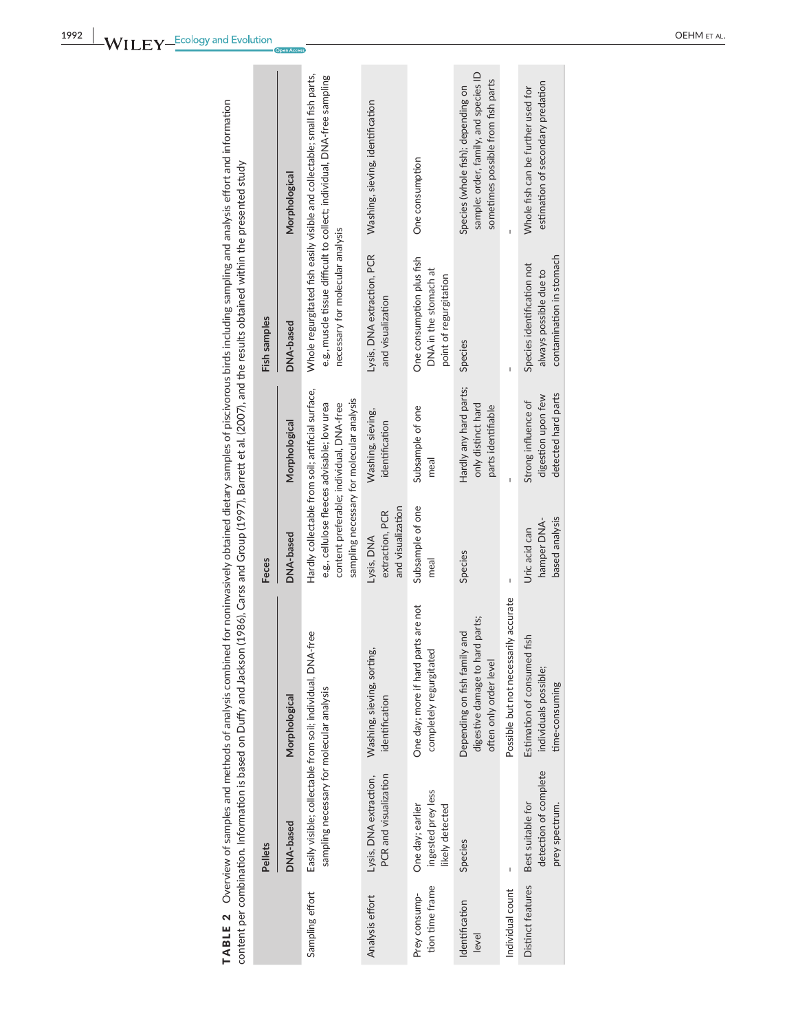**TABLE 2** Overview of samples and methods of analysis combined for noninvasively obtained dietary samples of piscivorous birds including sampling and analysis effort and information content per combination. Information is based on Duffy and Jackson (1986), Carss and Group (1997), Barrett et al. (2007), and the results obtained within the presented study

| | Pellets | | Feces | | Fish samples | |
|---|---|---|---|---|---|---|
| | DNA-based | Morphological | DNA-based | Morphological | DNA-based | Morphological |
| Sampling effort | Easily visible; collectable from soil; individual, DNA-free sampling necessary for molecular analysis | | Hardly collectable from soil; artificial surface, e.g., cellulose fleeces advisable; low urea content preferable; individual, DNA-free sampling necessary for molecular analysis | | Whole regurgitated fish easily visible and collectable; small fish parts, e.g., muscle tissue difficult to collect; individual, DNA-free sampling necessary for molecular analysis | |
| Analysis effort | Lysis, DNA extraction, PCR and visualization | Washing, sieving, sorting, identification | Lysis, DNA extraction, PCR and visualization | Washing, sieving, identification | Lysis, DNA extraction, PCR and visualization | Washing, sieving, identification |
| Prey consumption time frame | One day; earlier ingested prey less likely detected | One day; more if hard parts are not completely regurgitated | Subsample of one meal | Subsample of one meal | One consumption plus fish DNA in the stomach at point of regurgitation | One consumption |
| Identification level | Species | Depending on fish family and digestive damage to hard parts; often only order level | Species | Hardly any hard parts; only distinct hard parts identifiable | Species | Species (whole fish); depending on sample: order, family, and species ID sometimes possible from fish parts |
| Individual count | - | Possible but not necessarily accurate | - | - | - | - |
| Distinct features | Best suitable for detection of complete prey spectrum. | Estimation of consumed fish individuals possible; time-consuming | Uric acid can hamper DNA-based analysis | Strong influence of digestion upon few detected hard parts | Species identification not always possible due to contamination in stomach | Whole fish can be further used for estimation of secondary predation |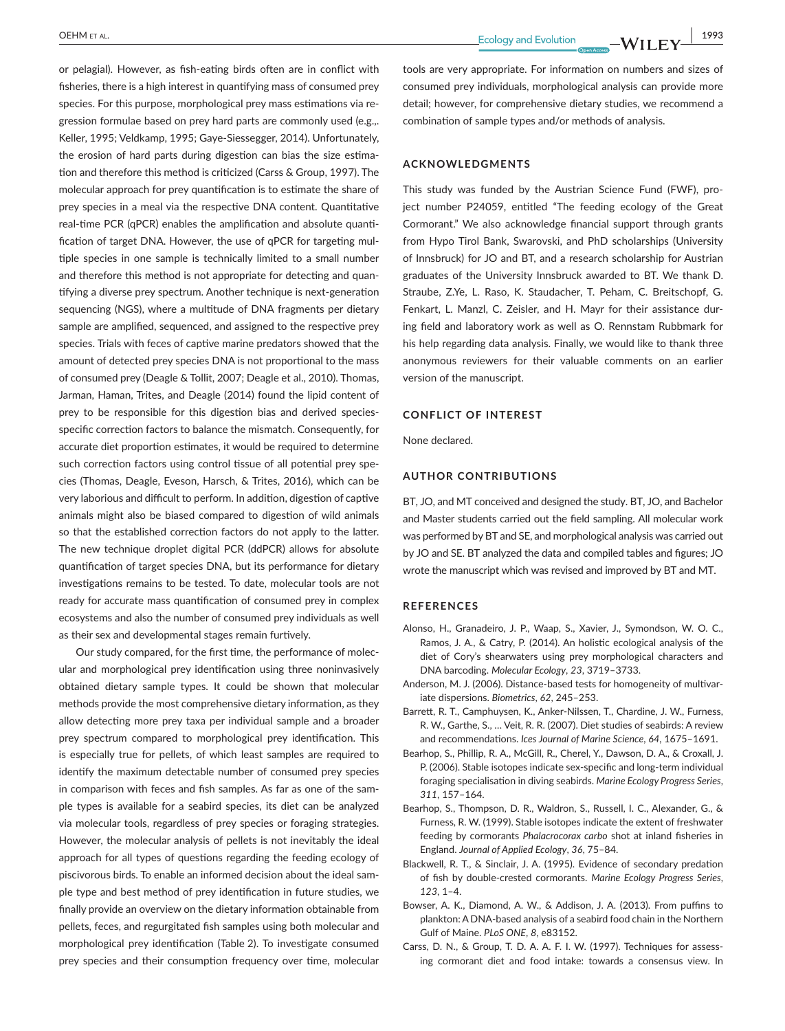or pelagial). However, as fish-eating birds often are in conflict with fisheries, there is a high interest in quantifying mass of consumed prey species. For this purpose, morphological prey mass estimations via regression formulae based on prey hard parts are commonly used (e.g.,. Keller, 1995; Veldkamp, 1995; Gaye-Siessegger, 2014). Unfortunately, the erosion of hard parts during digestion can bias the size estimation and therefore this method is criticized (Carss & Group, 1997). The molecular approach for prey quantification is to estimate the share of prey species in a meal via the respective DNA content. Quantitative real-time PCR (qPCR) enables the amplification and absolute quantification of target DNA. However, the use of qPCR for targeting multiple species in one sample is technically limited to a small number and therefore this method is not appropriate for detecting and quantifying a diverse prey spectrum. Another technique is next-generation sequencing (NGS), where a multitude of DNA fragments per dietary sample are amplified, sequenced, and assigned to the respective prey species. Trials with feces of captive marine predators showed that the amount of detected prey species DNA is not proportional to the mass of consumed prey (Deagle & Tollit, 2007; Deagle et al., 2010). Thomas, Jarman, Haman, Trites, and Deagle (2014) found the lipid content of prey to be responsible for this digestion bias and derived species-specific correction factors to balance the mismatch. Consequently, for accurate diet proportion estimates, it would be required to determine such correction factors using control tissue of all potential prey species (Thomas, Deagle, Eveson, Harsch, & Trites, 2016), which can be very laborious and difficult to perform. In addition, digestion of captive animals might also be biased compared to digestion of wild animals so that the established correction factors do not apply to the latter. The new technique droplet digital PCR (ddPCR) allows for absolute quantification of target species DNA, but its performance for dietary investigations remains to be tested. To date, molecular tools are not ready for accurate mass quantification of consumed prey in complex ecosystems and also the number of consumed prey individuals as well as their sex and developmental stages remain furtively.

Our study compared, for the first time, the performance of molecular and morphological prey identification using three noninvasively obtained dietary sample types. It could be shown that molecular methods provide the most comprehensive dietary information, as they allow detecting more prey taxa per individual sample and a broader prey spectrum compared to morphological prey identification. This is especially true for pellets, of which least samples are required to identify the maximum detectable number of consumed prey species in comparison with feces and fish samples. As far as one of the sample types is available for a seabird species, its diet can be analyzed via molecular tools, regardless of prey species or foraging strategies. However, the molecular analysis of pellets is not inevitably the ideal approach for all types of questions regarding the feeding ecology of piscivorous birds. To enable an informed decision about the ideal sample type and best method of prey identification in future studies, we finally provide an overview on the dietary information obtainable from pellets, feces, and regurgitated fish samples using both molecular and morphological prey identification (Table 2). To investigate consumed prey species and their consumption frequency over time, molecular tools are very appropriate. For information on numbers and sizes of consumed prey individuals, morphological analysis can provide more detail; however, for comprehensive dietary studies, we recommend a combination of sample types and/or methods of analysis.

## ACKNOWLEDGMENTS

This study was funded by the Austrian Science Fund (FWF), project number P24059, entitled "The feeding ecology of the Great Cormorant." We also acknowledge financial support through grants from Hypo Tirol Bank, Swarovski, and PhD scholarships (University of Innsbruck) for JO and BT, and a research scholarship for Austrian graduates of the University Innsbruck awarded to BT. We thank D. Straube, Z.Ye, L. Raso, K. Staudacher, T. Peham, C. Breitschopf, G. Fenkart, L. Manzl, C. Zeisler, and H. Mayr for their assistance during field and laboratory work as well as O. Rennstam Rubbmark for his help regarding data analysis. Finally, we would like to thank three anonymous reviewers for their valuable comments on an earlier version of the manuscript.

## CONFLICT OF INTEREST

None declared.

## AUTHOR CONTRIBUTIONS

BT, JO, and MT conceived and designed the study. BT, JO, and Bachelor and Master students carried out the field sampling. All molecular work was performed by BT and SE, and morphological analysis was carried out by JO and SE. BT analyzed the data and compiled tables and figures; JO wrote the manuscript which was revised and improved by BT and MT.

## REFERENCES

Alonso, H., Granadeiro, J. P., Waap, S., Xavier, J., Symondson, W. O. C., Ramos, J. A., & Catry, P. (2014). An holistic ecological analysis of the diet of Cory's shearwaters using prey morphological characters and DNA barcoding. *Molecular Ecology*, *23*, 3719–3733.

Anderson, M. J. (2006). Distance-based tests for homogeneity of multivariate dispersions. *Biometrics*, *62*, 245–253.

Barrett, R. T., Camphuysen, K., Anker-Nilssen, T., Chardine, J. W., Furness, R. W., Garthe, S., … Veit, R. R. (2007). Diet studies of seabirds: A review and recommendations. *Ices Journal of Marine Science*, *64*, 1675–1691.

Bearhop, S., Phillip, R. A., McGill, R., Cherel, Y., Dawson, D. A., & Croxall, J. P. (2006). Stable isotopes indicate sex-specific and long-term individual foraging specialisation in diving seabirds. *Marine Ecology Progress Series*, *311*, 157–164.

Bearhop, S., Thompson, D. R., Waldron, S., Russell, I. C., Alexander, G., & Furness, R. W. (1999). Stable isotopes indicate the extent of freshwater feeding by cormorants *Phalacrocorax carbo* shot at inland fisheries in England. *Journal of Applied Ecology*, *36*, 75–84.

Blackwell, R. T., & Sinclair, J. A. (1995). Evidence of secondary predation of fish by double-crested cormorants. *Marine Ecology Progress Series*, *123*, 1–4.

Bowser, A. K., Diamond, A. W., & Addison, J. A. (2013). From puffins to plankton: A DNA-based analysis of a seabird food chain in the Northern Gulf of Maine. *PLoS ONE*, *8*, e83152.

Carss, D. N., & Group, T. D. A. A. F. I. W. (1997). Techniques for assessing cormorant diet and food intake: towards a consensus view. In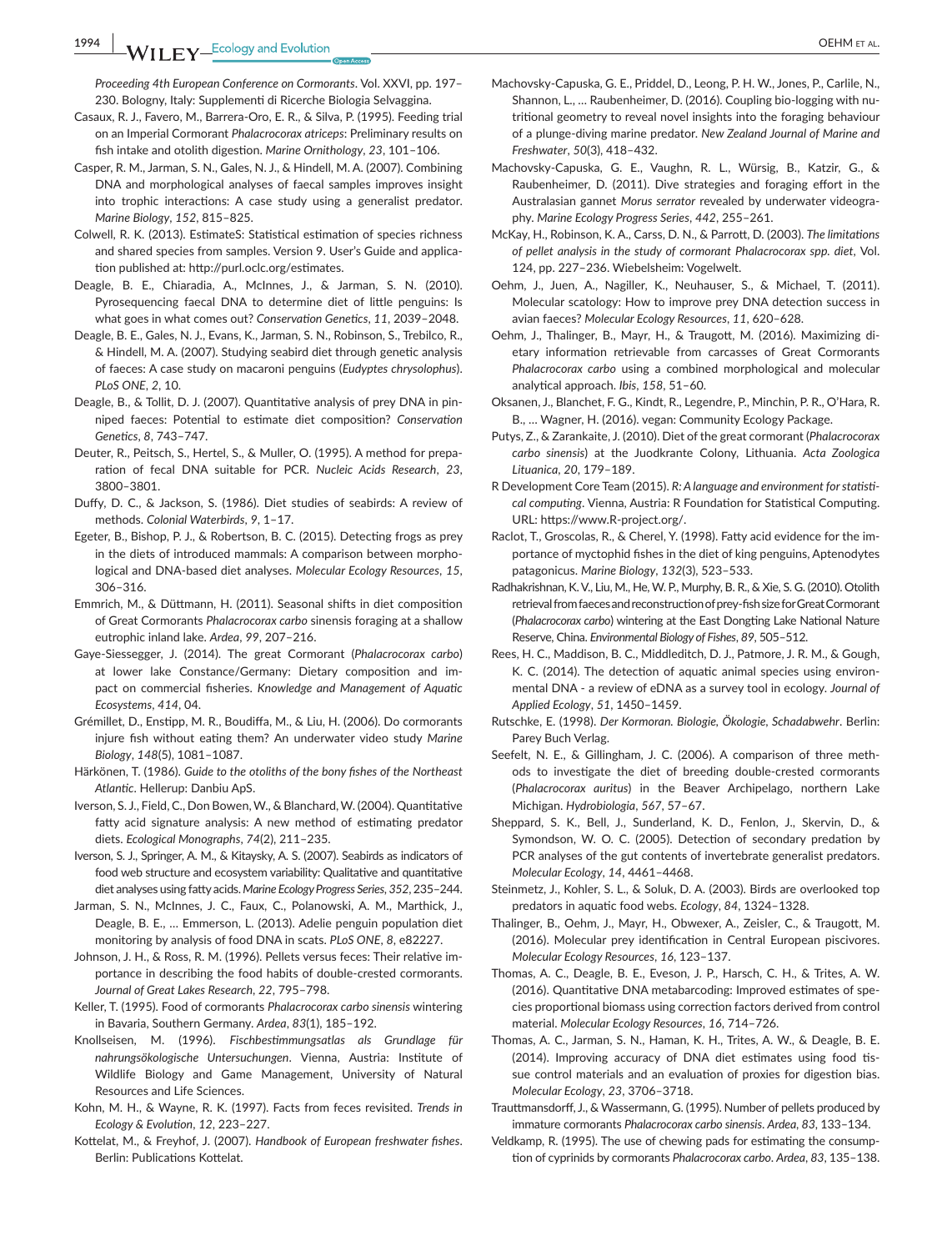*Proceeding 4th European Conference on Cormorants*. Vol. XXVI, pp. 197–230. Bologny, Italy: Supplementi di Ricerche Biologia Selvaggina.

Casaux, R. J., Favero, M., Barrera-Oro, E. R., & Silva, P. (1995). Feeding trial on an Imperial Cormorant *Phalacrocorax atriceps*: Preliminary results on fish intake and otolith digestion. *Marine Ornithology*, *23*, 101–106.

Casper, R. M., Jarman, S. N., Gales, N. J., & Hindell, M. A. (2007). Combining DNA and morphological analyses of faecal samples improves insight into trophic interactions: A case study using a generalist predator. *Marine Biology*, *152*, 815–825.

Colwell, R. K. (2013). EstimateS: Statistical estimation of species richness and shared species from samples. Version 9. User's Guide and application published at: http://purl.oclc.org/estimates.

Deagle, B. E., Chiaradia, A., McInnes, J., & Jarman, S. N. (2010). Pyrosequencing faecal DNA to determine diet of little penguins: Is what goes in what comes out? *Conservation Genetics*, *11*, 2039–2048.

Deagle, B. E., Gales, N. J., Evans, K., Jarman, S. N., Robinson, S., Trebilco, R., & Hindell, M. A. (2007). Studying seabird diet through genetic analysis of faeces: A case study on macaroni penguins (*Eudyptes chrysolophus*). *PLoS ONE*, *2*, 10.

Deagle, B., & Tollit, D. J. (2007). Quantitative analysis of prey DNA in pinniped faeces: Potential to estimate diet composition? *Conservation Genetics*, *8*, 743–747.

Deuter, R., Peitsch, S., Hertel, S., & Muller, O. (1995). A method for preparation of fecal DNA suitable for PCR. *Nucleic Acids Research*, *23*, 3800–3801.

Duffy, D. C., & Jackson, S. (1986). Diet studies of seabirds: A review of methods. *Colonial Waterbirds*, *9*, 1–17.

Egeter, B., Bishop, P. J., & Robertson, B. C. (2015). Detecting frogs as prey in the diets of introduced mammals: A comparison between morphological and DNA-based diet analyses. *Molecular Ecology Resources*, *15*, 306–316.

Emmrich, M., & Düttmann, H. (2011). Seasonal shifts in diet composition of Great Cormorants *Phalacrocorax carbo* sinensis foraging at a shallow eutrophic inland lake. *Ardea*, *99*, 207–216.

Gaye-Siessegger, J. (2014). The great Cormorant (*Phalacrocorax carbo*) at lower lake Constance/Germany: Dietary composition and impact on commercial fisheries. *Knowledge and Management of Aquatic Ecosystems*, *414*, 04.

Grémillet, D., Enstipp, M. R., Boudiffa, M., & Liu, H. (2006). Do cormorants injure fish without eating them? An underwater video study *Marine Biology*, *148*(5), 1081–1087.

Härkönen, T. (1986). *Guide to the otoliths of the bony fishes of the Northeast Atlantic*. Hellerup: Danbiu ApS.

Iverson, S. J., Field, C., Don Bowen, W., & Blanchard, W. (2004). Quantitative fatty acid signature analysis: A new method of estimating predator diets. *Ecological Monographs*, *74*(2), 211–235.

Iverson, S. J., Springer, A. M., & Kitaysky, A. S. (2007). Seabirds as indicators of food web structure and ecosystem variability: Qualitative and quantitative diet analyses using fatty acids. *Marine Ecology Progress Series*, *352*, 235–244.

Jarman, S. N., McInnes, J. C., Faux, C., Polanowski, A. M., Marthick, J., Deagle, B. E., … Emmerson, L. (2013). Adelie penguin population diet monitoring by analysis of food DNA in scats. *PLoS ONE*, *8*, e82227.

Johnson, J. H., & Ross, R. M. (1996). Pellets versus feces: Their relative importance in describing the food habits of double-crested cormorants. *Journal of Great Lakes Research*, *22*, 795–798.

Keller, T. (1995). Food of cormorants *Phalacrocorax carbo sinensis* wintering in Bavaria, Southern Germany. *Ardea*, *83*(1), 185–192.

Knollseisen, M. (1996). *Fischbestimmungsatlas als Grundlage für nahrungsökologische Untersuchungen*. Vienna, Austria: Institute of Wildlife Biology and Game Management, University of Natural Resources and Life Sciences.

Kohn, M. H., & Wayne, R. K. (1997). Facts from feces revisited. *Trends in Ecology & Evolution*, *12*, 223–227.

Kottelat, M., & Freyhof, J. (2007). *Handbook of European freshwater fishes*. Berlin: Publications Kottelat.

Machovsky-Capuska, G. E., Priddel, D., Leong, P. H. W., Jones, P., Carlile, N., Shannon, L., … Raubenheimer, D. (2016). Coupling bio-logging with nutritional geometry to reveal novel insights into the foraging behaviour of a plunge-diving marine predator. *New Zealand Journal of Marine and Freshwater*, *50*(3), 418–432.

Machovsky-Capuska, G. E., Vaughn, R. L., Würsig, B., Katzir, G., & Raubenheimer, D. (2011). Dive strategies and foraging effort in the Australasian gannet *Morus serrator* revealed by underwater videography. *Marine Ecology Progress Series*, *442*, 255–261.

McKay, H., Robinson, K. A., Carss, D. N., & Parrott, D. (2003). *The limitations of pellet analysis in the study of cormorant Phalacrocorax spp. diet*, Vol. 124, pp. 227–236. Wiebelsheim: Vogelwelt.

Oehm, J., Juen, A., Nagiller, K., Neuhauser, S., & Michael, T. (2011). Molecular scatology: How to improve prey DNA detection success in avian faeces? *Molecular Ecology Resources*, *11*, 620–628.

Oehm, J., Thalinger, B., Mayr, H., & Traugott, M. (2016). Maximizing dietary information retrievable from carcasses of Great Cormorants *Phalacrocorax carbo* using a combined morphological and molecular analytical approach. *Ibis*, *158*, 51–60.

Oksanen, J., Blanchet, F. G., Kindt, R., Legendre, P., Minchin, P. R., O'Hara, R. B., … Wagner, H. (2016). vegan: Community Ecology Package.

Putys, Z., & Zarankaite, J. (2010). Diet of the great cormorant (*Phalacrocorax carbo sinensis*) at the Juodkrante Colony, Lithuania. *Acta Zoologica Lituanica*, *20*, 179–189.

R Development Core Team (2015). *R: A language and environment for statistical computing*. Vienna, Austria: R Foundation for Statistical Computing. URL: https://www.R-project.org/.

Raclot, T., Groscolas, R., & Cherel, Y. (1998). Fatty acid evidence for the importance of myctophid fishes in the diet of king penguins, Aptenodytes patagonicus. *Marine Biology*, *132*(3), 523–533.

Radhakrishnan, K. V., Liu, M., He, W. P., Murphy, B. R., & Xie, S. G. (2010). Otolith retrieval from faeces and reconstruction of prey-fish size for Great Cormorant (*Phalacrocorax carbo*) wintering at the East Dongting Lake National Nature Reserve, China. *Environmental Biology of Fishes*, *89*, 505–512.

Rees, H. C., Maddison, B. C., Middleditch, D. J., Patmore, J. R. M., & Gough, K. C. (2014). The detection of aquatic animal species using environmental DNA - a review of eDNA as a survey tool in ecology. *Journal of Applied Ecology*, *51*, 1450–1459.

Rutschke, E. (1998). *Der Kormoran. Biologie, Ökologie, Schadabwehr*. Berlin: Parey Buch Verlag.

Seefelt, N. E., & Gillingham, J. C. (2006). A comparison of three methods to investigate the diet of breeding double-crested cormorants (*Phalacrocorax auritus*) in the Beaver Archipelago, northern Lake Michigan. *Hydrobiologia*, *567*, 57–67.

Sheppard, S. K., Bell, J., Sunderland, K. D., Fenlon, J., Skervin, D., & Symondson, W. O. C. (2005). Detection of secondary predation by PCR analyses of the gut contents of invertebrate generalist predators. *Molecular Ecology*, *14*, 4461–4468.

Steinmetz, J., Kohler, S. L., & Soluk, D. A. (2003). Birds are overlooked top predators in aquatic food webs. *Ecology*, *84*, 1324–1328.

Thalinger, B., Oehm, J., Mayr, H., Obwexer, A., Zeisler, C., & Traugott, M. (2016). Molecular prey identification in Central European piscivores. *Molecular Ecology Resources*, *16*, 123–137.

Thomas, A. C., Deagle, B. E., Eveson, J. P., Harsch, C. H., & Trites, A. W. (2016). Quantitative DNA metabarcoding: Improved estimates of species proportional biomass using correction factors derived from control material. *Molecular Ecology Resources*, *16*, 714–726.

Thomas, A. C., Jarman, S. N., Haman, K. H., Trites, A. W., & Deagle, B. E. (2014). Improving accuracy of DNA diet estimates using food tissue control materials and an evaluation of proxies for digestion bias. *Molecular Ecology*, *23*, 3706–3718.

Trauttmansdorff, J., & Wassermann, G. (1995). Number of pellets produced by immature cormorants *Phalacrocorax carbo sinensis*. *Ardea*, *83*, 133–134.

Veldkamp, R. (1995). The use of chewing pads for estimating the consumption of cyprinids by cormorants *Phalacrocorax carbo*. *Ardea*, *83*, 135–138.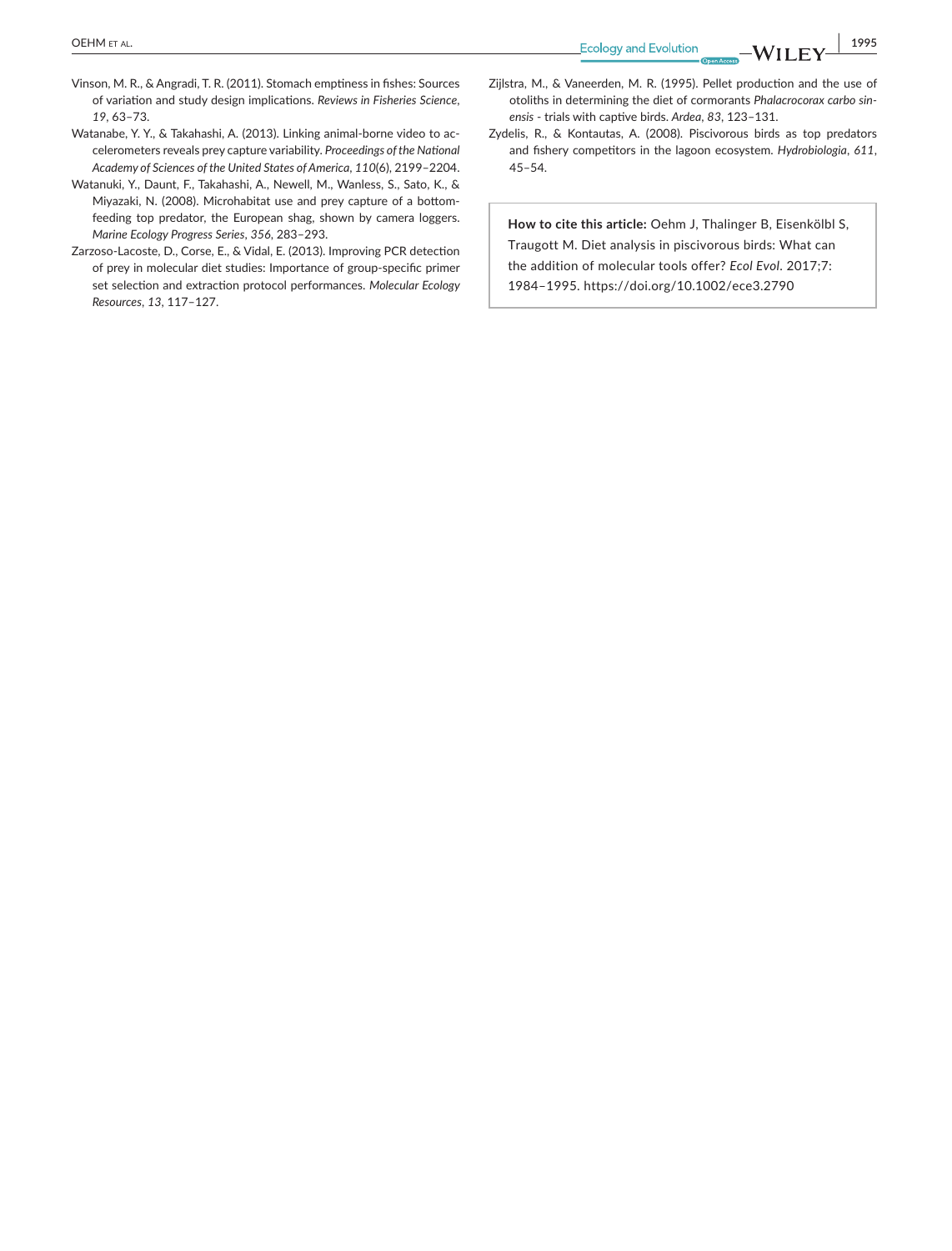Vinson, M. R., & Angradi, T. R. (2011). Stomach emptiness in fishes: Sources of variation and study design implications. *Reviews in Fisheries Science*, *19*, 63–73.

Watanabe, Y. Y., & Takahashi, A. (2013). Linking animal-borne video to accelerometers reveals prey capture variability. *Proceedings of the National Academy of Sciences of the United States of America*, *110*(6), 2199–2204.

Watanuki, Y., Daunt, F., Takahashi, A., Newell, M., Wanless, S., Sato, K., & Miyazaki, N. (2008). Microhabitat use and prey capture of a bottom-feeding top predator, the European shag, shown by camera loggers. *Marine Ecology Progress Series*, *356*, 283–293.

Zarzoso-Lacoste, D., Corse, E., & Vidal, E. (2013). Improving PCR detection of prey in molecular diet studies: Importance of group-specific primer set selection and extraction protocol performances. *Molecular Ecology Resources*, *13*, 117–127.

Zijlstra, M., & Vaneerden, M. R. (1995). Pellet production and the use of otoliths in determining the diet of cormorants *Phalacrocorax carbo sinensis* - trials with captive birds. *Ardea*, *83*, 123–131.

Zydelis, R., & Kontautas, A. (2008). Piscivorous birds as top predators and fishery competitors in the lagoon ecosystem. *Hydrobiologia*, *611*, 45–54.

**How to cite this article:** Oehm J, Thalinger B, Eisenkölbl S, Traugott M. Diet analysis in piscivorous birds: What can the addition of molecular tools offer? *Ecol Evol*. 2017;7:1984–1995. https://doi.org/10.1002/ece3.2790